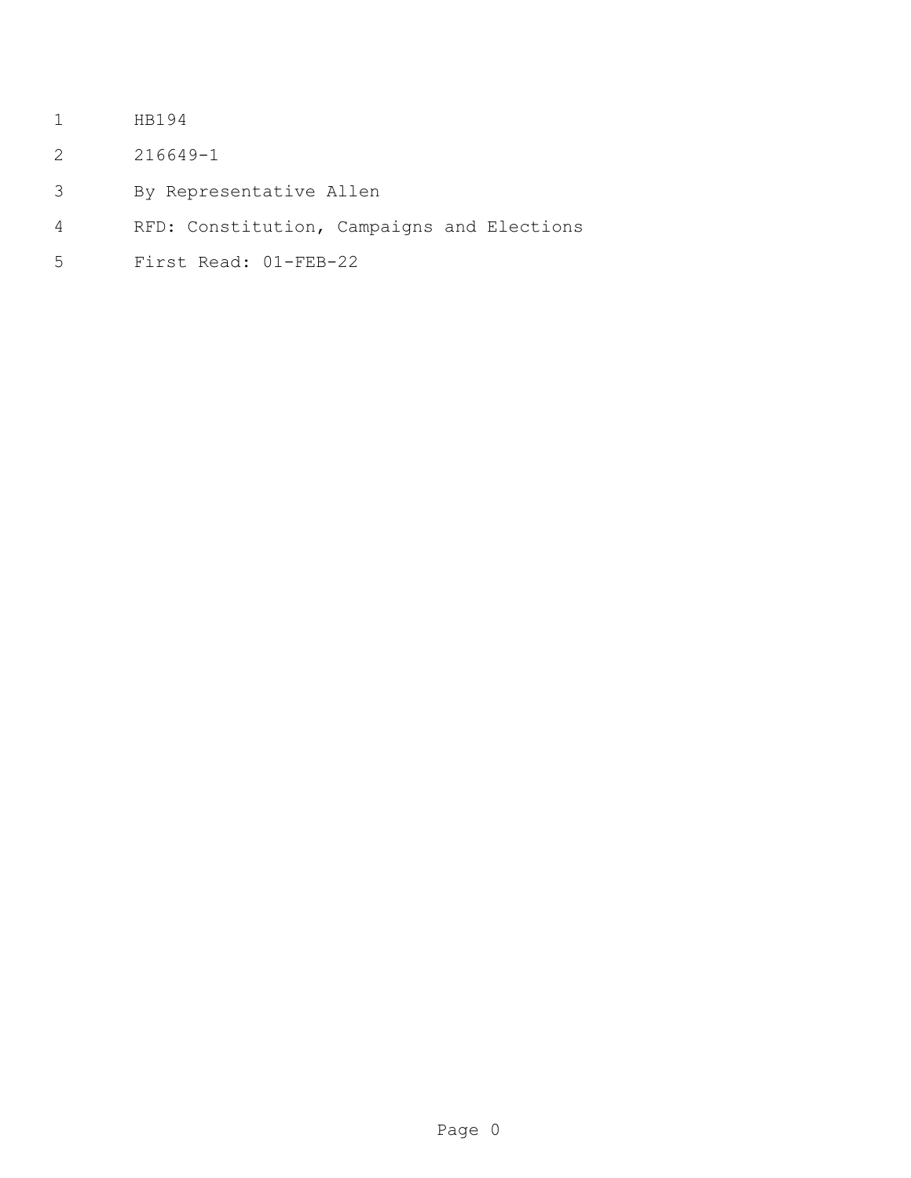HB194

216649-1

By Representative Allen

RFD: Constitution, Campaigns and Elections

First Read: 01-FEB-22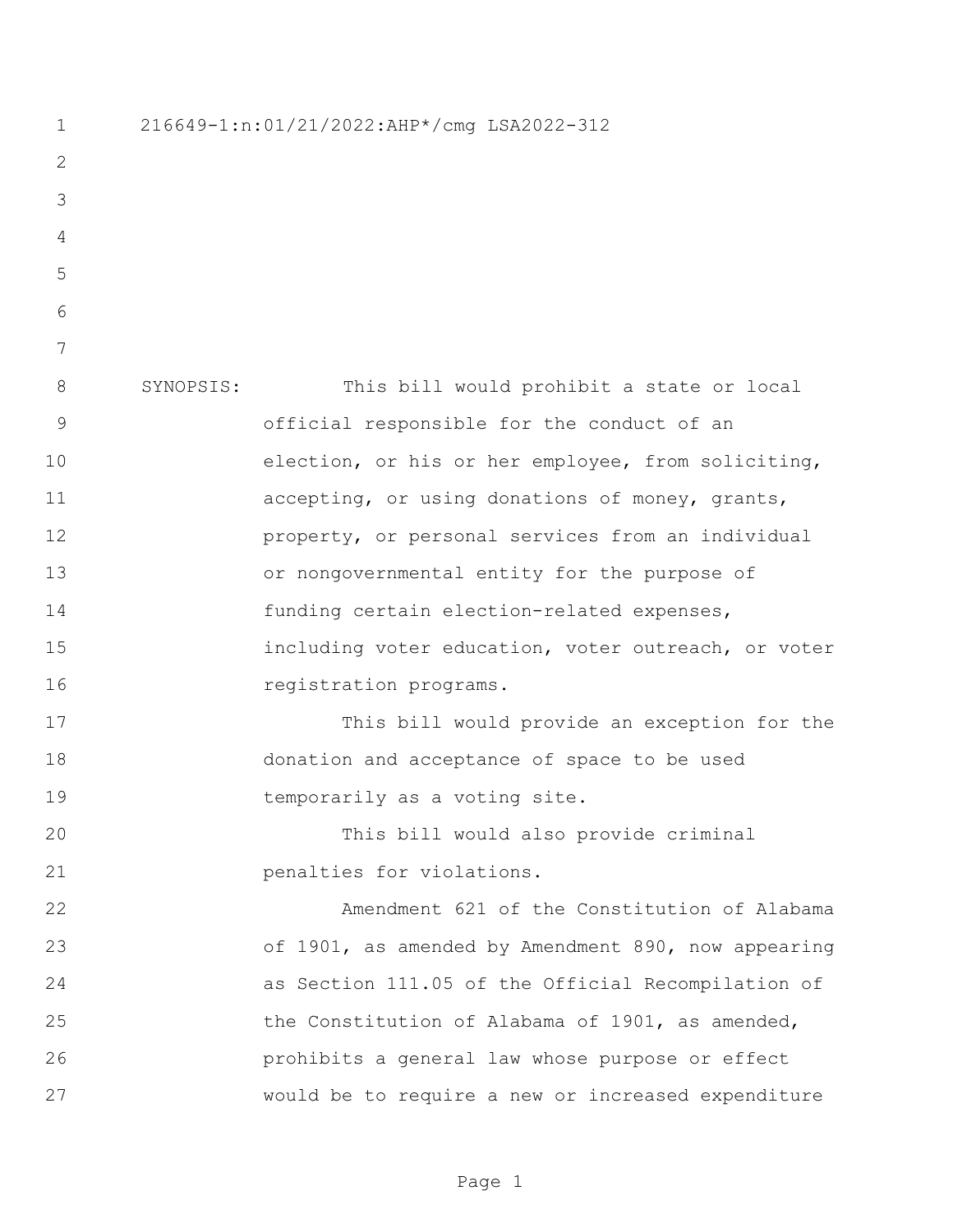216649-1:n:01/21/2022:AHP*/cmg LSA2022-312

SYNOPSIS: This bill would prohibit a state or local official responsible for the conduct of an election, or his or her employee, from soliciting, accepting, or using donations of money, grants, property, or personal services from an individual or nongovernmental entity for the purpose of funding certain election-related expenses, including voter education, voter outreach, or voter registration programs.

This bill would provide an exception for the donation and acceptance of space to be used temporarily as a voting site.

This bill would also provide criminal penalties for violations.

Amendment 621 of the Constitution of Alabama of 1901, as amended by Amendment 890, now appearing as Section 111.05 of the Official Recompilation of the Constitution of Alabama of 1901, as amended, prohibits a general law whose purpose or effect would be to require a new or increased expenditure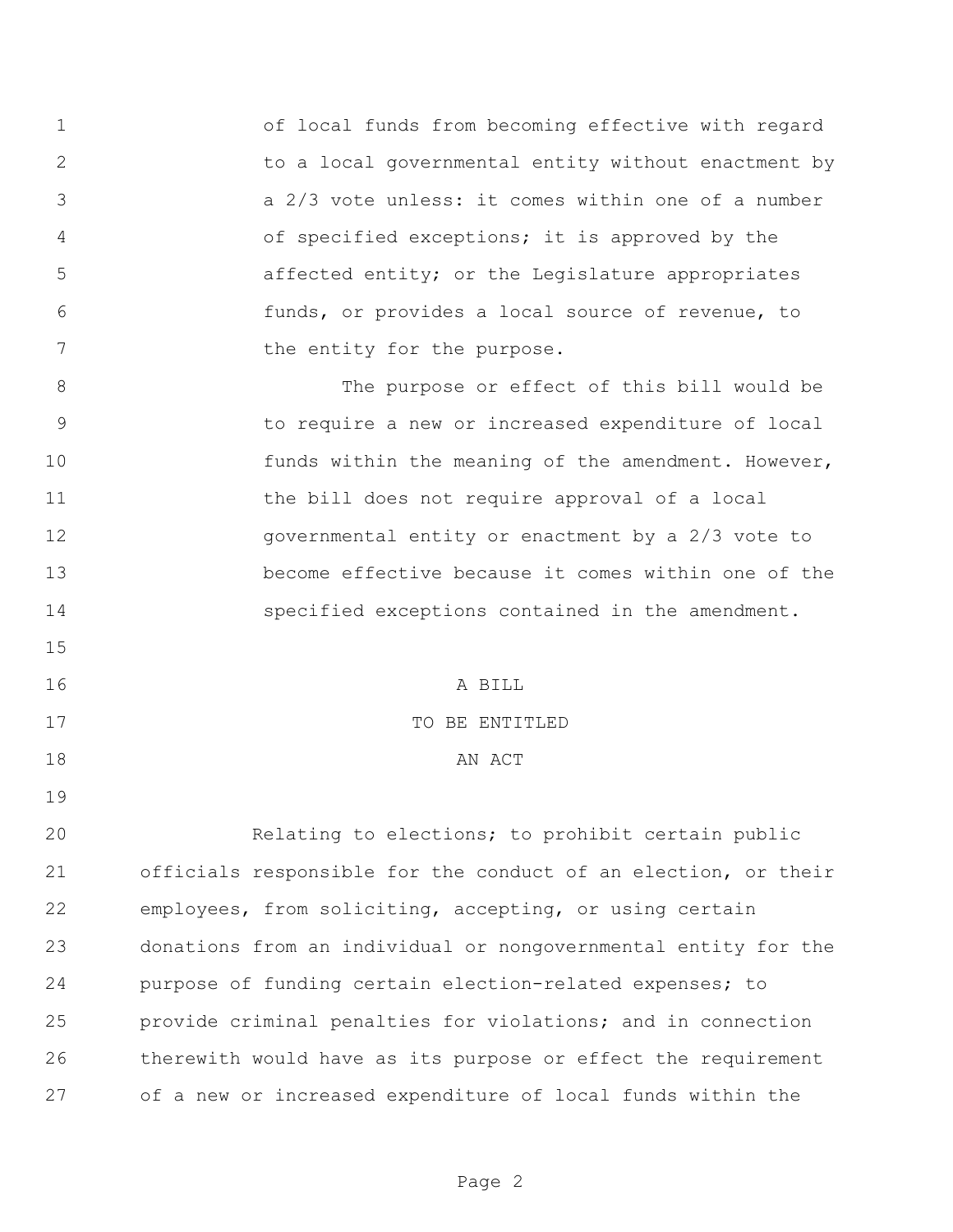of local funds from becoming effective with regard to a local governmental entity without enactment by a 2/3 vote unless: it comes within one of a number of specified exceptions; it is approved by the affected entity; or the Legislature appropriates funds, or provides a local source of revenue, to the entity for the purpose.

The purpose or effect of this bill would be to require a new or increased expenditure of local funds within the meaning of the amendment. However, the bill does not require approval of a local governmental entity or enactment by a 2/3 vote to become effective because it comes within one of the specified exceptions contained in the amendment.

A BILL

TO BE ENTITLED

AN ACT

Relating to elections; to prohibit certain public officials responsible for the conduct of an election, or their employees, from soliciting, accepting, or using certain donations from an individual or nongovernmental entity for the purpose of funding certain election-related expenses; to provide criminal penalties for violations; and in connection therewith would have as its purpose or effect the requirement of a new or increased expenditure of local funds within the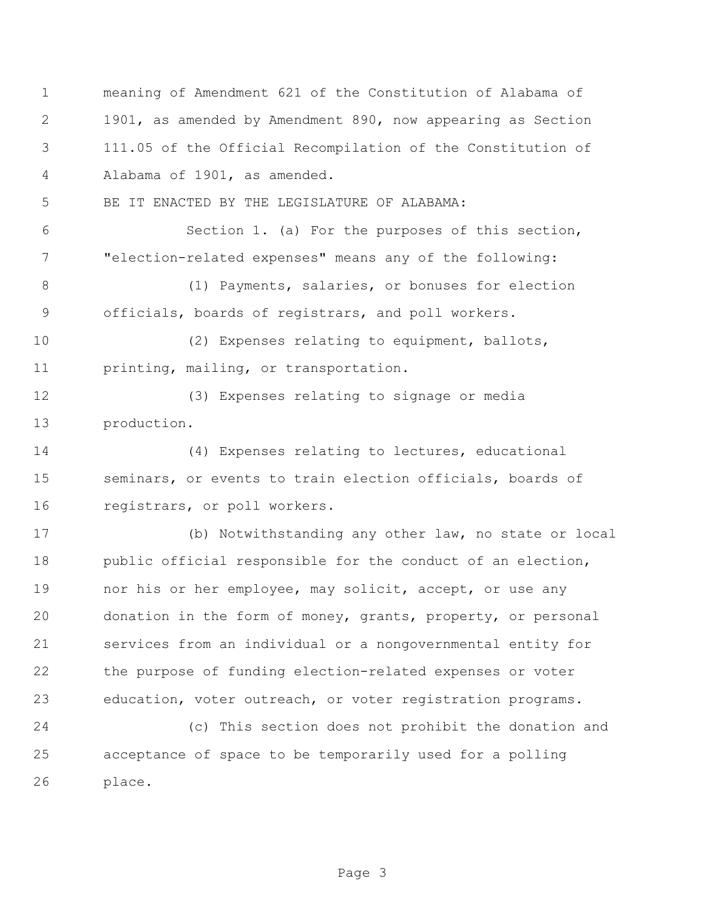meaning of Amendment 621 of the Constitution of Alabama of 1901, as amended by Amendment 890, now appearing as Section 111.05 of the Official Recompilation of the Constitution of Alabama of 1901, as amended.

BE IT ENACTED BY THE LEGISLATURE OF ALABAMA:

Section 1. (a) For the purposes of this section, "election-related expenses" means any of the following:

(1) Payments, salaries, or bonuses for election officials, boards of registrars, and poll workers.

(2) Expenses relating to equipment, ballots, printing, mailing, or transportation.

(3) Expenses relating to signage or media production.

(4) Expenses relating to lectures, educational seminars, or events to train election officials, boards of registrars, or poll workers.

(b) Notwithstanding any other law, no state or local public official responsible for the conduct of an election, nor his or her employee, may solicit, accept, or use any donation in the form of money, grants, property, or personal services from an individual or a nongovernmental entity for the purpose of funding election-related expenses or voter education, voter outreach, or voter registration programs.

(c) This section does not prohibit the donation and acceptance of space to be temporarily used for a polling place.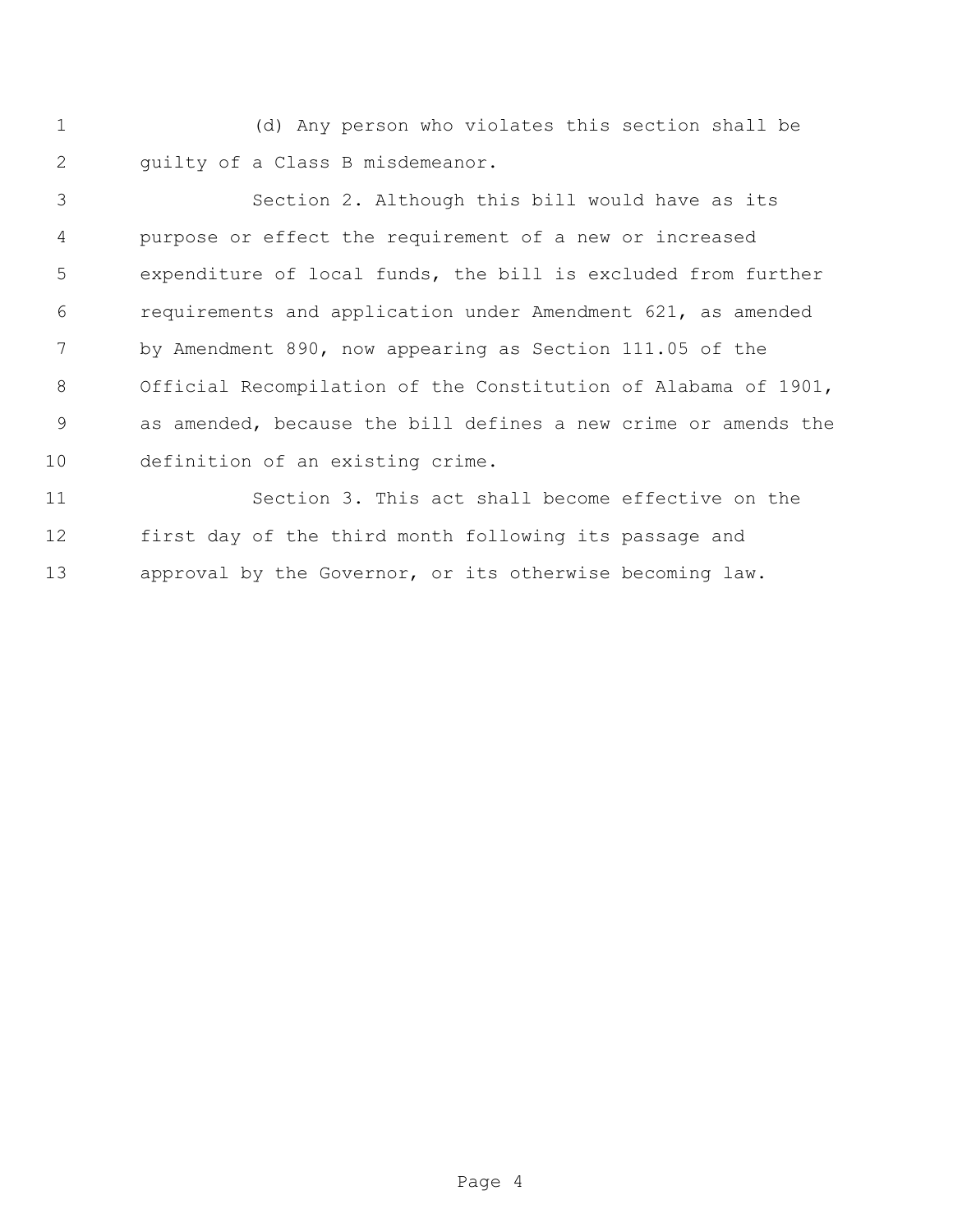(d) Any person who violates this section shall be guilty of a Class B misdemeanor.

Section 2. Although this bill would have as its purpose or effect the requirement of a new or increased expenditure of local funds, the bill is excluded from further requirements and application under Amendment 621, as amended by Amendment 890, now appearing as Section 111.05 of the Official Recompilation of the Constitution of Alabama of 1901, as amended, because the bill defines a new crime or amends the definition of an existing crime.

Section 3. This act shall become effective on the first day of the third month following its passage and approval by the Governor, or its otherwise becoming law.